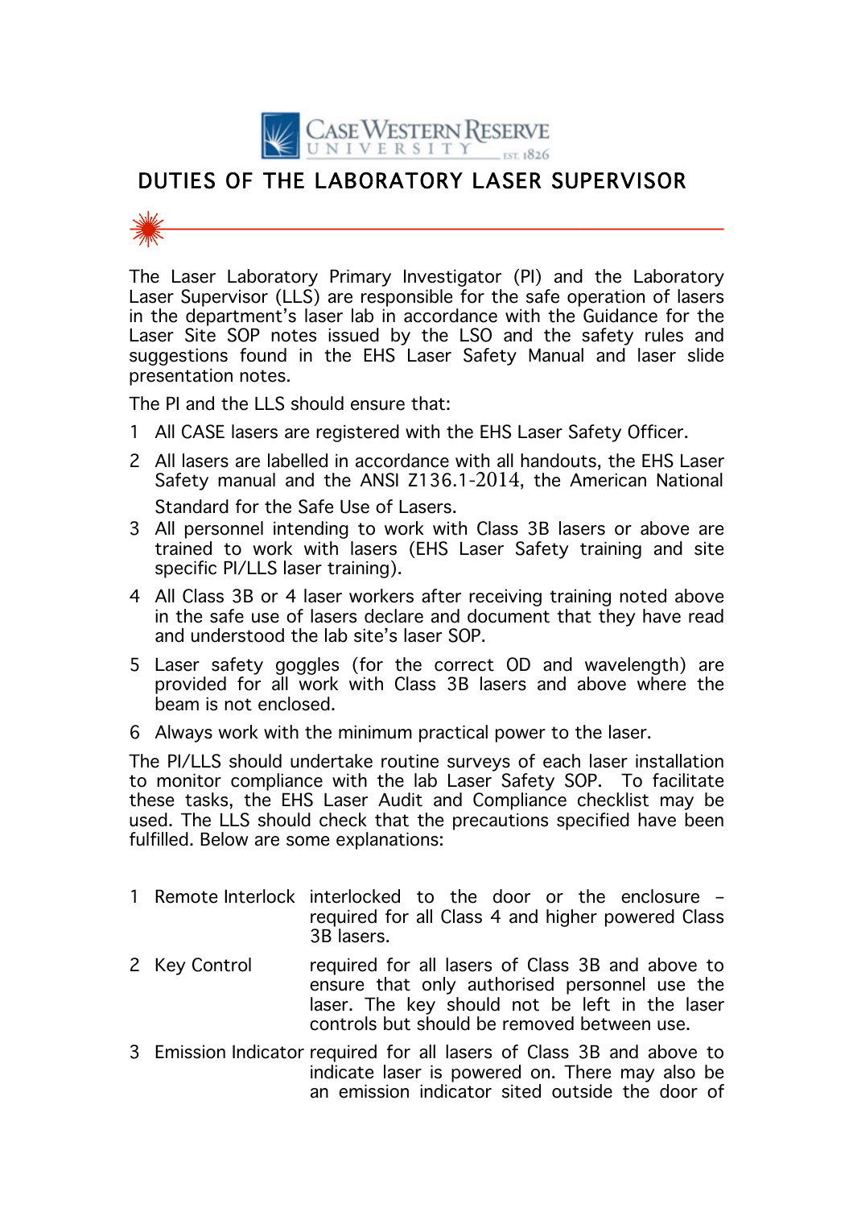Case Western Reserve University

# DUTIES OF THE LABORATORY LASER SUPERVISOR

The Laser Laboratory Primary Investigator (PI) and the Laboratory Laser Supervisor (LLS) are responsible for the safe operation of lasers in the department's laser lab in accordance with the Guidance for the Laser Site SOP notes issued by the LSO and the safety rules and suggestions found in the EHS Laser Safety Manual and laser slide presentation notes.

The PI and the LLS should ensure that:

1. All CASE lasers are registered with the EHS Laser Safety Officer.
2. All lasers are labelled in accordance with all handouts, the EHS Laser Safety manual and the ANSI Z136.1-2014, the American National Standard for the Safe Use of Lasers.
3. All personnel intending to work with Class 3B lasers or above are trained to work with lasers (EHS Laser Safety training and site specific PI/LLS laser training).
4. All Class 3B or 4 laser workers after receiving training noted above in the safe use of lasers declare and document that they have read and understood the lab site's laser SOP.
5. Laser safety goggles (for the correct OD and wavelength) are provided for all work with Class 3B lasers and above where the beam is not enclosed.
6. Always work with the minimum practical power to the laser.

The PI/LLS should undertake routine surveys of each laser installation to monitor compliance with the lab Laser Safety SOP. To facilitate these tasks, the EHS Laser Audit and Compliance checklist may be used. The LLS should check that the precautions specified have been fulfilled. Below are some explanations:

| | | |
|---|---|---|
| 1 | Remote Interlock | interlocked to the door or the enclosure – required for all Class 4 and higher powered Class 3B lasers. |
| 2 | Key Control | required for all lasers of Class 3B and above to ensure that only authorised personnel use the laser. The key should not be left in the laser controls but should be removed between use. |
| 3 | Emission Indicator | required for all lasers of Class 3B and above to indicate laser is powered on. There may also be an emission indicator sited outside the door of |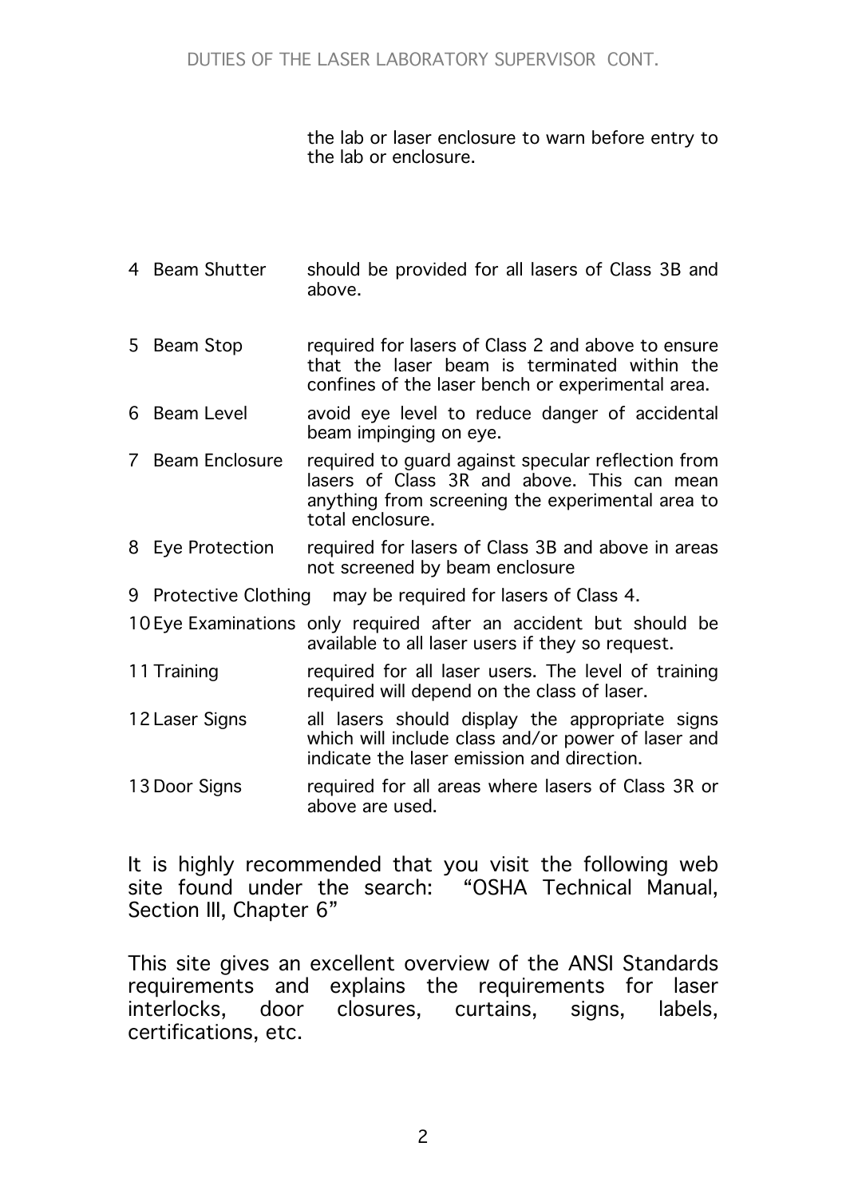the lab or laser enclosure to warn before entry to the lab or enclosure.

| | | |
|---|---|---|
| 4 | Beam Shutter | should be provided for all lasers of Class 3B and above. |
| 5 | Beam Stop | required for lasers of Class 2 and above to ensure that the laser beam is terminated within the confines of the laser bench or experimental area. |
| 6 | Beam Level | avoid eye level to reduce danger of accidental beam impinging on eye. |
| 7 | Beam Enclosure | required to guard against specular reflection from lasers of Class 3R and above. This can mean anything from screening the experimental area to total enclosure. |
| 8 | Eye Protection | required for lasers of Class 3B and above in areas not screened by beam enclosure |
| 9 | Protective Clothing | may be required for lasers of Class 4. |
| 10 | Eye Examinations | only required after an accident but should be available to all laser users if they so request. |
| 11 | Training | required for all laser users. The level of training required will depend on the class of laser. |
| 12 | Laser Signs | all lasers should display the appropriate signs which will include class and/or power of laser and indicate the laser emission and direction. |
| 13 | Door Signs | required for all areas where lasers of Class 3R or above are used. |

It is highly recommended that you visit the following web site found under the search: "OSHA Technical Manual, Section III, Chapter 6"

This site gives an excellent overview of the ANSI Standards requirements and explains the requirements for laser interlocks, door closures, curtains, signs, labels, certifications, etc.